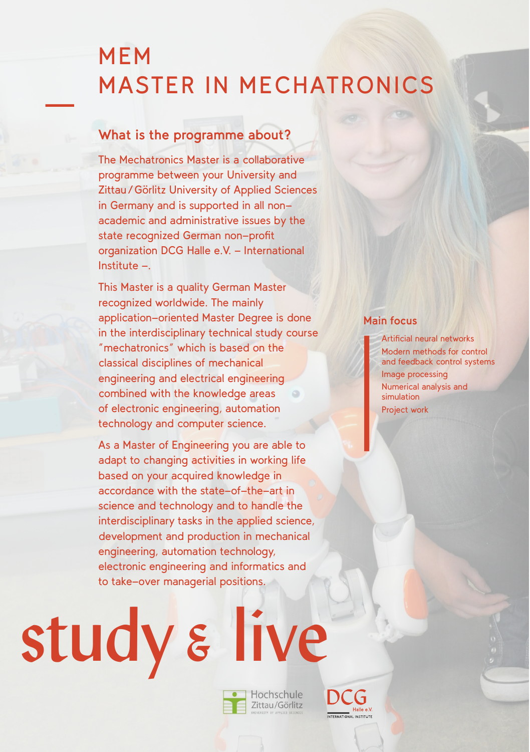# MEM
# MASTER IN MECHATRONICS

## What is the programme about?

The Mechatronics Master is a collaborative programme between your University and Zittau / Görlitz University of Applied Sciences in Germany and is supported in all non–academic and administrative issues by the state recognized German non–profit organization DCG Halle e.V. – International Institute –.

This Master is a quality German Master recognized worldwide. The mainly application–oriented Master Degree is done in the interdisciplinary technical study course "mechatronics" which is based on the classical disciplines of mechanical engineering and electrical engineering combined with the knowledge areas of electronic engineering, automation technology and computer science.

As a Master of Engineering you are able to adapt to changing activities in working life based on your acquired knowledge in accordance with the state–of–the–art in science and technology and to handle the interdisciplinary tasks in the applied science, development and production in mechanical engineering, automation technology, electronic engineering and informatics and to take–over managerial positions.

### Main focus

- Artificial neural networks
- Modern methods for control and feedback control systems
- Image processing
- Numerical analysis and simulation
- Project work

study & live

Hochschule Zittau/Görlitz
UNIVERSITY OF APPLIED SCIENCES

DCG Halle e.V.
INTERNATIONAL INSTITUTE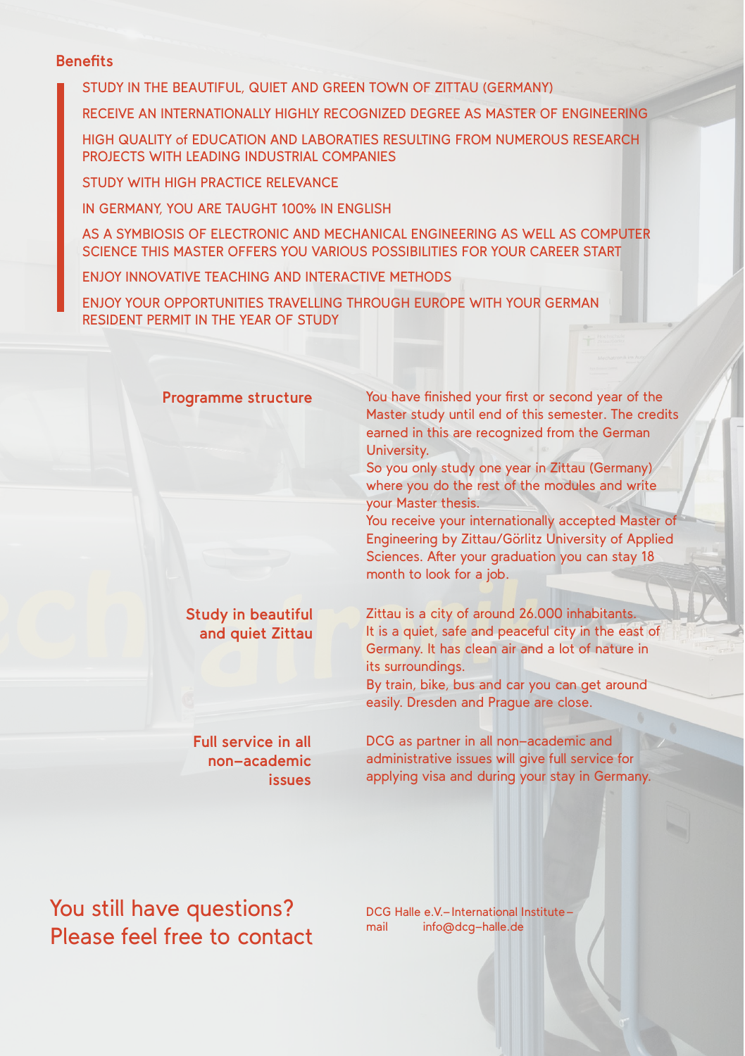## Benefits

- STUDY IN THE BEAUTIFUL, QUIET AND GREEN TOWN OF ZITTAU (GERMANY)
- RECEIVE AN INTERNATIONALLY HIGHLY RECOGNIZED DEGREE AS MASTER OF ENGINEERING
- HIGH QUALITY of EDUCATION AND LABORATIES RESULTING FROM NUMEROUS RESEARCH PROJECTS WITH LEADING INDUSTRIAL COMPANIES
- STUDY WITH HIGH PRACTICE RELEVANCE
- IN GERMANY, YOU ARE TAUGHT 100% IN ENGLISH
- AS A SYMBIOSIS OF ELECTRONIC AND MECHANICAL ENGINEERING AS WELL AS COMPUTER SCIENCE THIS MASTER OFFERS YOU VARIOUS POSSIBILITIES FOR YOUR CAREER START
- ENJOY INNOVATIVE TEACHING AND INTERACTIVE METHODS
- ENJOY YOUR OPPORTUNITIES TRAVELLING THROUGH EUROPE WITH YOUR GERMAN RESIDENT PERMIT IN THE YEAR OF STUDY

### Programme structure

You have finished your first or second year of the Master study until end of this semester. The credits earned in this are recognized from the German University.
So you only study one year in Zittau (Germany) where you do the rest of the modules and write your Master thesis.
You receive your internationally accepted Master of Engineering by Zittau/Görlitz University of Applied Sciences. After your graduation you can stay 18 month to look for a job.

### Study in beautiful and quiet Zittau

Zittau is a city of around 26.000 inhabitants.
It is a quiet, safe and peaceful city in the east of Germany. It has clean air and a lot of nature in its surroundings.
By train, bike, bus and car you can get around easily. Dresden and Prague are close.

### Full service in all non–academic issues

DCG as partner in all non–academic and administrative issues will give full service for applying visa and during your stay in Germany.

## You still have questions? Please feel free to contact

DCG Halle e.V.– International Institute–
mail info@dcg–halle.de